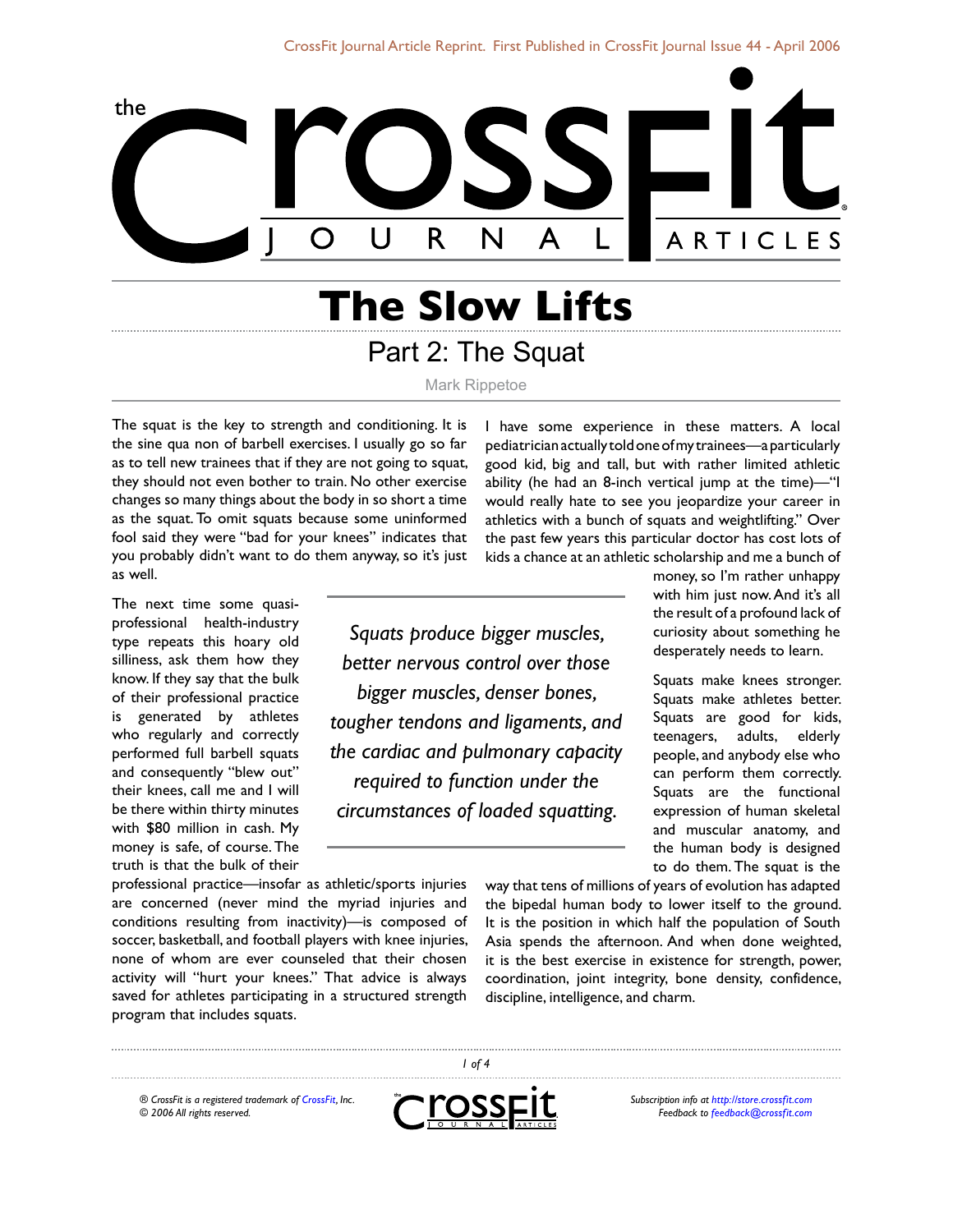# The Slow Lifts

## Part 2: The Squat

Mark Rippetoe

The squat is the key to strength and conditioning. It is the sine qua non of barbell exercises. I usually go so far as to tell new trainees that if they are not going to squat, they should not even bother to train. No other exercise changes so many things about the body in so short a time as the squat. To omit squats because some uninformed fool said they were "bad for your knees" indicates that you probably didn't want to do them anyway, so it's just as well.

The next time some quasi-professional health-industry type repeats this hoary old silliness, ask them how they know. If they say that the bulk of their professional practice is generated by athletes who regularly and correctly performed full barbell squats and consequently "blew out" their knees, call me and I will be there within thirty minutes with $80 million in cash. My money is safe, of course. The truth is that the bulk of their professional practice—insofar as athletic/sports injuries are concerned (never mind the myriad injuries and conditions resulting from inactivity)—is composed of soccer, basketball, and football players with knee injuries, none of whom are ever counseled that their chosen activity will "hurt your knees." That advice is always saved for athletes participating in a structured strength program that includes squats.

> *Squats produce bigger muscles, better nervous control over those bigger muscles, denser bones, tougher tendons and ligaments, and the cardiac and pulmonary capacity required to function under the circumstances of loaded squatting.*

I have some experience in these matters. A local pediatrician actually told one of my trainees—a particularly good kid, big and tall, but with rather limited athletic ability (he had an 8-inch vertical jump at the time)—"I would really hate to see you jeopardize your career in athletics with a bunch of squats and weightlifting." Over the past few years this particular doctor has cost lots of kids a chance at an athletic scholarship and me a bunch of money, so I'm rather unhappy with him just now. And it's all the result of a profound lack of curiosity about something he desperately needs to learn.

Squats make knees stronger. Squats make athletes better. Squats are good for kids, teenagers, adults, elderly people, and anybody else who can perform them correctly. Squats are the functional expression of human skeletal and muscular anatomy, and the human body is designed to do them. The squat is the way that tens of millions of years of evolution has adapted the bipedal human body to lower itself to the ground. It is the position in which half the population of South Asia spends the afternoon. And when done weighted, it is the best exercise in existence for strength, power, coordination, joint integrity, bone density, confidence, discipline, intelligence, and charm.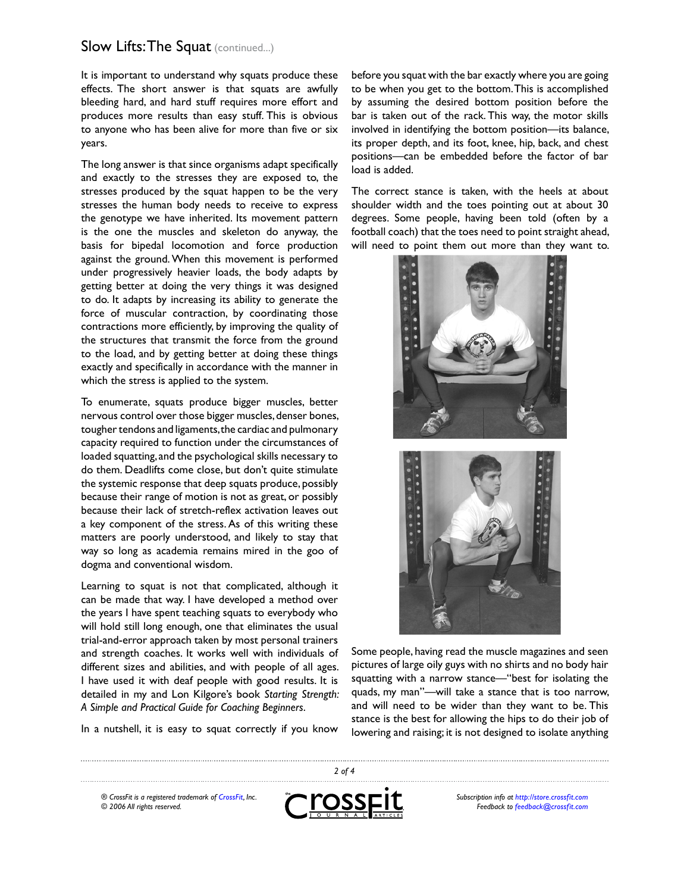It is important to understand why squats produce these effects. The short answer is that squats are awfully bleeding hard, and hard stuff requires more effort and produces more results than easy stuff. This is obvious to anyone who has been alive for more than five or six years.

The long answer is that since organisms adapt specifically and exactly to the stresses they are exposed to, the stresses produced by the squat happen to be the very stresses the human body needs to receive to express the genotype we have inherited. Its movement pattern is the one the muscles and skeleton do anyway, the basis for bipedal locomotion and force production against the ground. When this movement is performed under progressively heavier loads, the body adapts by getting better at doing the very things it was designed to do. It adapts by increasing its ability to generate the force of muscular contraction, by coordinating those contractions more efficiently, by improving the quality of the structures that transmit the force from the ground to the load, and by getting better at doing these things exactly and specifically in accordance with the manner in which the stress is applied to the system.

To enumerate, squats produce bigger muscles, better nervous control over those bigger muscles, denser bones, tougher tendons and ligaments, the cardiac and pulmonary capacity required to function under the circumstances of loaded squatting, and the psychological skills necessary to do them. Deadlifts come close, but don't quite stimulate the systemic response that deep squats produce, possibly because their range of motion is not as great, or possibly because their lack of stretch-reflex activation leaves out a key component of the stress. As of this writing these matters are poorly understood, and likely to stay that way so long as academia remains mired in the goo of dogma and conventional wisdom.

Learning to squat is not that complicated, although it can be made that way. I have developed a method over the years I have spent teaching squats to everybody who will hold still long enough, one that eliminates the usual trial-and-error approach taken by most personal trainers and strength coaches. It works well with individuals of different sizes and abilities, and with people of all ages. I have used it with deaf people with good results. It is detailed in my and Lon Kilgore's book *Starting Strength: A Simple and Practical Guide for Coaching Beginners*.

In a nutshell, it is easy to squat correctly if you know before you squat with the bar exactly where you are going to be when you get to the bottom. This is accomplished by assuming the desired bottom position before the bar is taken out of the rack. This way, the motor skills involved in identifying the bottom position—its balance, its proper depth, and its foot, knee, hip, back, and chest positions—can be embedded before the factor of bar load is added.

The correct stance is taken, with the heels at about shoulder width and the toes pointing out at about 30 degrees. Some people, having been told (often by a football coach) that the toes need to point straight ahead, will need to point them out more than they want to. Some people, having read the muscle magazines and seen pictures of large oily guys with no shirts and no body hair squatting with a narrow stance—"best for isolating the quads, my man"—will take a stance that is too narrow, and will need to be wider than they want to be. This stance is the best for allowing the hips to do their job of lowering and raising; it is not designed to isolate anything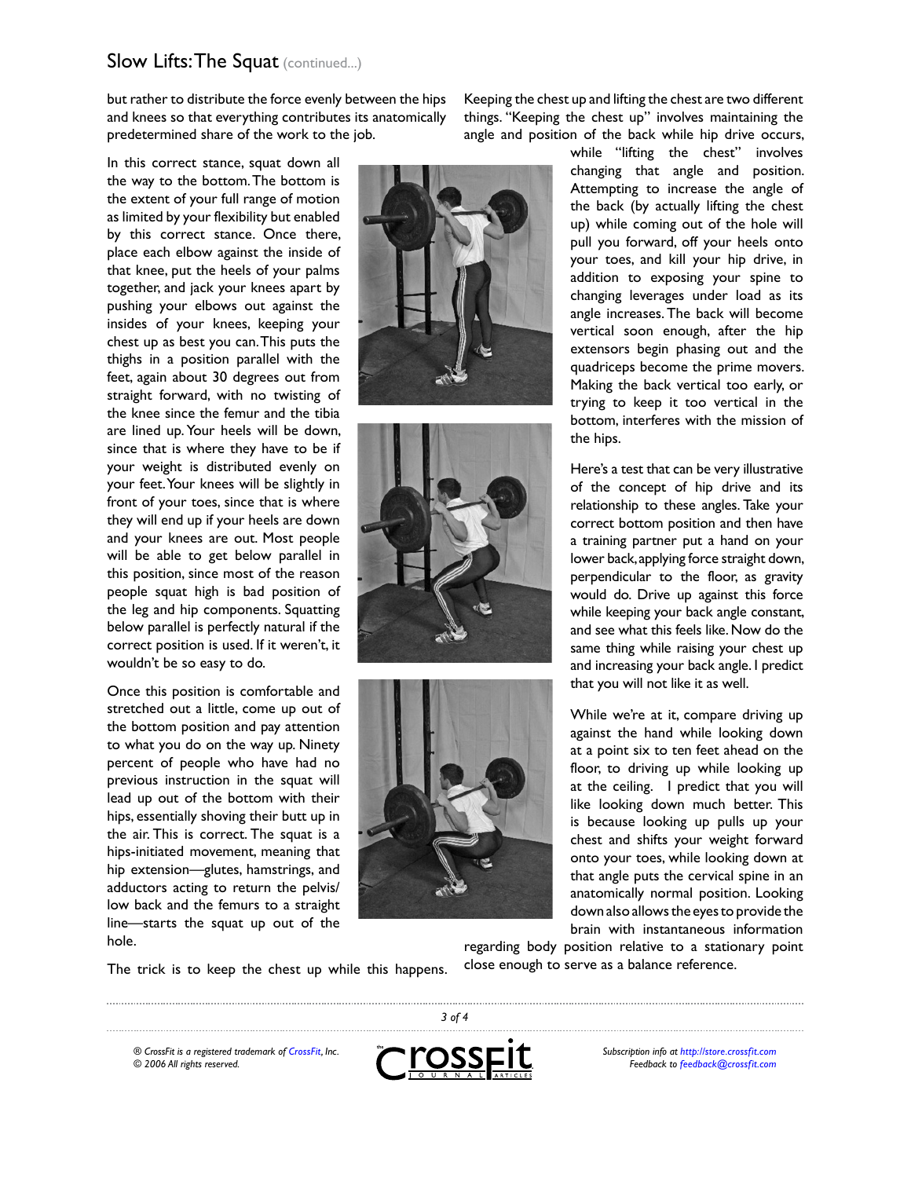but rather to distribute the force evenly between the hips and knees so that everything contributes its anatomically predetermined share of the work to the job.

In this correct stance, squat down all the way to the bottom. The bottom is the extent of your full range of motion as limited by your flexibility but enabled by this correct stance. Once there, place each elbow against the inside of that knee, put the heels of your palms together, and jack your knees apart by pushing your elbows out against the insides of your knees, keeping your chest up as best you can. This puts the thighs in a position parallel with the feet, again about 30 degrees out from straight forward, with no twisting of the knee since the femur and the tibia are lined up. Your heels will be down, since that is where they have to be if your weight is distributed evenly on your feet. Your knees will be slightly in front of your toes, since that is where they will end up if your heels are down and your knees are out. Most people will be able to get below parallel in this position, since most of the reason people squat high is bad position of the leg and hip components. Squatting below parallel is perfectly natural if the correct position is used. If it weren't, it wouldn't be so easy to do.

Once this position is comfortable and stretched out a little, come up out of the bottom position and pay attention to what you do on the way up. Ninety percent of people who have had no previous instruction in the squat will lead up out of the bottom with their hips, essentially shoving their butt up in the air. This is correct. The squat is a hips-initiated movement, meaning that hip extension—glutes, hamstrings, and adductors acting to return the pelvis/low back and the femurs to a straight line—starts the squat up out of the hole.

The trick is to keep the chest up while this happens. Keeping the chest up and lifting the chest are two different things. "Keeping the chest up" involves maintaining the angle and position of the back while hip drive occurs, while "lifting the chest" involves changing that angle and position. Attempting to increase the angle of the back (by actually lifting the chest up) while coming out of the hole will pull you forward, off your heels onto your toes, and kill your hip drive, in addition to exposing your spine to changing leverages under load as its angle increases. The back will become vertical soon enough, after the hip extensors begin phasing out and the quadriceps become the prime movers. Making the back vertical too early, or trying to keep it too vertical in the bottom, interferes with the mission of the hips.

Here's a test that can be very illustrative of the concept of hip drive and its relationship to these angles. Take your correct bottom position and then have a training partner put a hand on your lower back, applying force straight down, perpendicular to the floor, as gravity would do. Drive up against this force while keeping your back angle constant, and see what this feels like. Now do the same thing while raising your chest up and increasing your back angle. I predict that you will not like it as well.

While we're at it, compare driving up against the hand while looking down at a point six to ten feet ahead on the floor, to driving up while looking up at the ceiling. I predict that you will like looking down much better. This is because looking up pulls up your chest and shifts your weight forward onto your toes, while looking down at that angle puts the cervical spine in an anatomically normal position. Looking down also allows the eyes to provide the brain with instantaneous information regarding body position relative to a stationary point close enough to serve as a balance reference.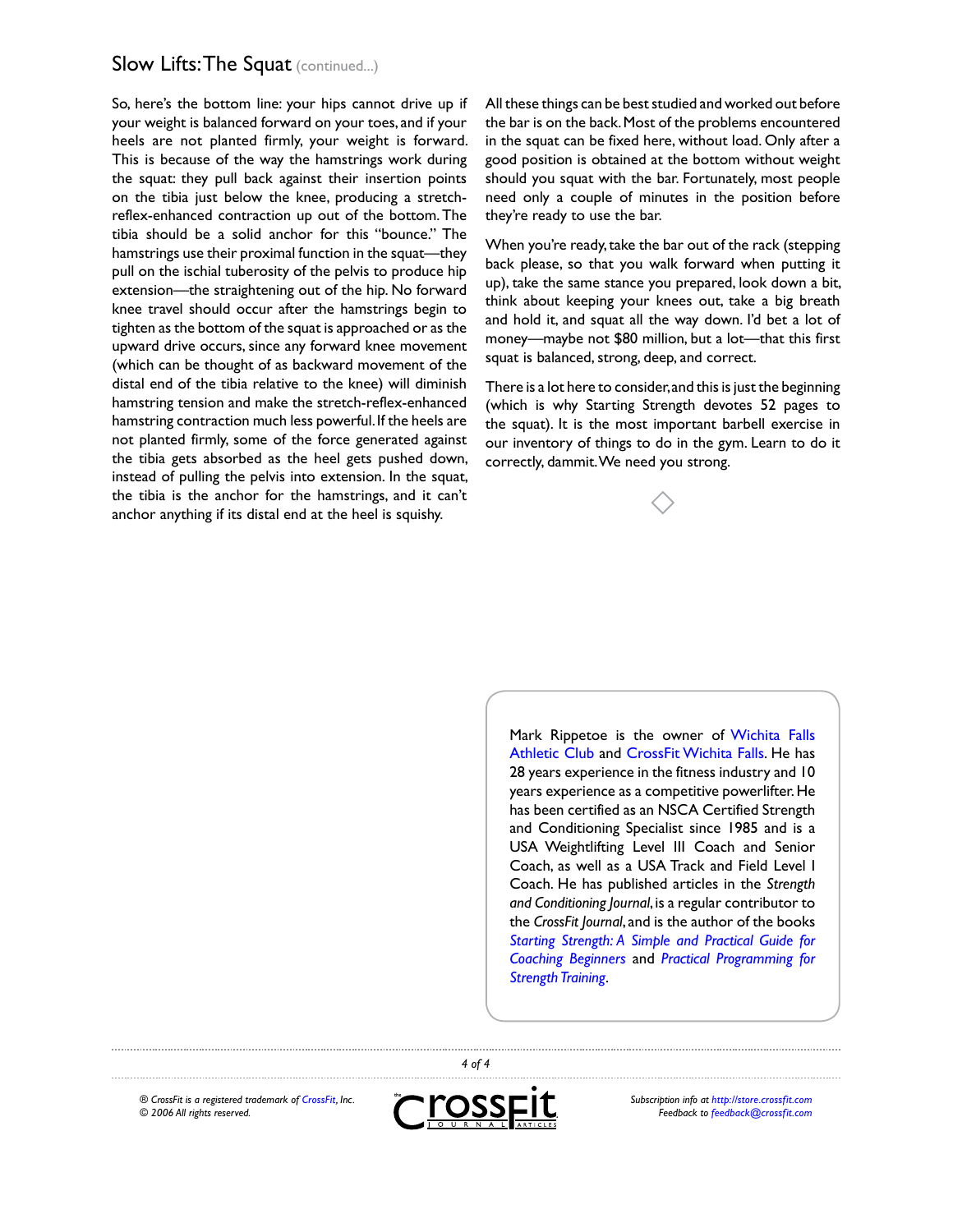So, here's the bottom line: your hips cannot drive up if your weight is balanced forward on your toes, and if your heels are not planted firmly, your weight is forward. This is because of the way the hamstrings work during the squat: they pull back against their insertion points on the tibia just below the knee, producing a stretch-reflex-enhanced contraction up out of the bottom. The tibia should be a solid anchor for this "bounce." The hamstrings use their proximal function in the squat—they pull on the ischial tuberosity of the pelvis to produce hip extension—the straightening out of the hip. No forward knee travel should occur after the hamstrings begin to tighten as the bottom of the squat is approached or as the upward drive occurs, since any forward knee movement (which can be thought of as backward movement of the distal end of the tibia relative to the knee) will diminish hamstring tension and make the stretch-reflex-enhanced hamstring contraction much less powerful. If the heels are not planted firmly, some of the force generated against the tibia gets absorbed as the heel gets pushed down, instead of pulling the pelvis into extension. In the squat, the tibia is the anchor for the hamstrings, and it can't anchor anything if its distal end at the heel is squishy.

All these things can be best studied and worked out before the bar is on the back. Most of the problems encountered in the squat can be fixed here, without load. Only after a good position is obtained at the bottom without weight should you squat with the bar. Fortunately, most people need only a couple of minutes in the position before they're ready to use the bar.

When you're ready, take the bar out of the rack (stepping back please, so that you walk forward when putting it up), take the same stance you prepared, look down a bit, think about keeping your knees out, take a big breath and hold it, and squat all the way down. I'd bet a lot of money—maybe not $80 million, but a lot—that this first squat is balanced, strong, deep, and correct.

There is a lot here to consider, and this is just the beginning (which is why Starting Strength devotes 52 pages to the squat). It is the most important barbell exercise in our inventory of things to do in the gym. Learn to do it correctly, dammit. We need you strong.

◇

Mark Rippetoe is the owner of Wichita Falls Athletic Club and CrossFit Wichita Falls. He has 28 years experience in the fitness industry and 10 years experience as a competitive powerlifter. He has been certified as an NSCA Certified Strength and Conditioning Specialist since 1985 and is a USA Weightlifting Level III Coach and Senior Coach, as well as a USA Track and Field Level I Coach. He has published articles in the *Strength and Conditioning Journal*, is a regular contributor to the *CrossFit Journal*, and is the author of the books *Starting Strength: A Simple and Practical Guide for Coaching Beginners* and *Practical Programming for Strength Training*.

*® CrossFit is a registered trademark of CrossFit, Inc.*
*© 2006 All rights reserved.*

*Subscription info at http://store.crossfit.com*
*Feedback to feedback@crossfit.com*